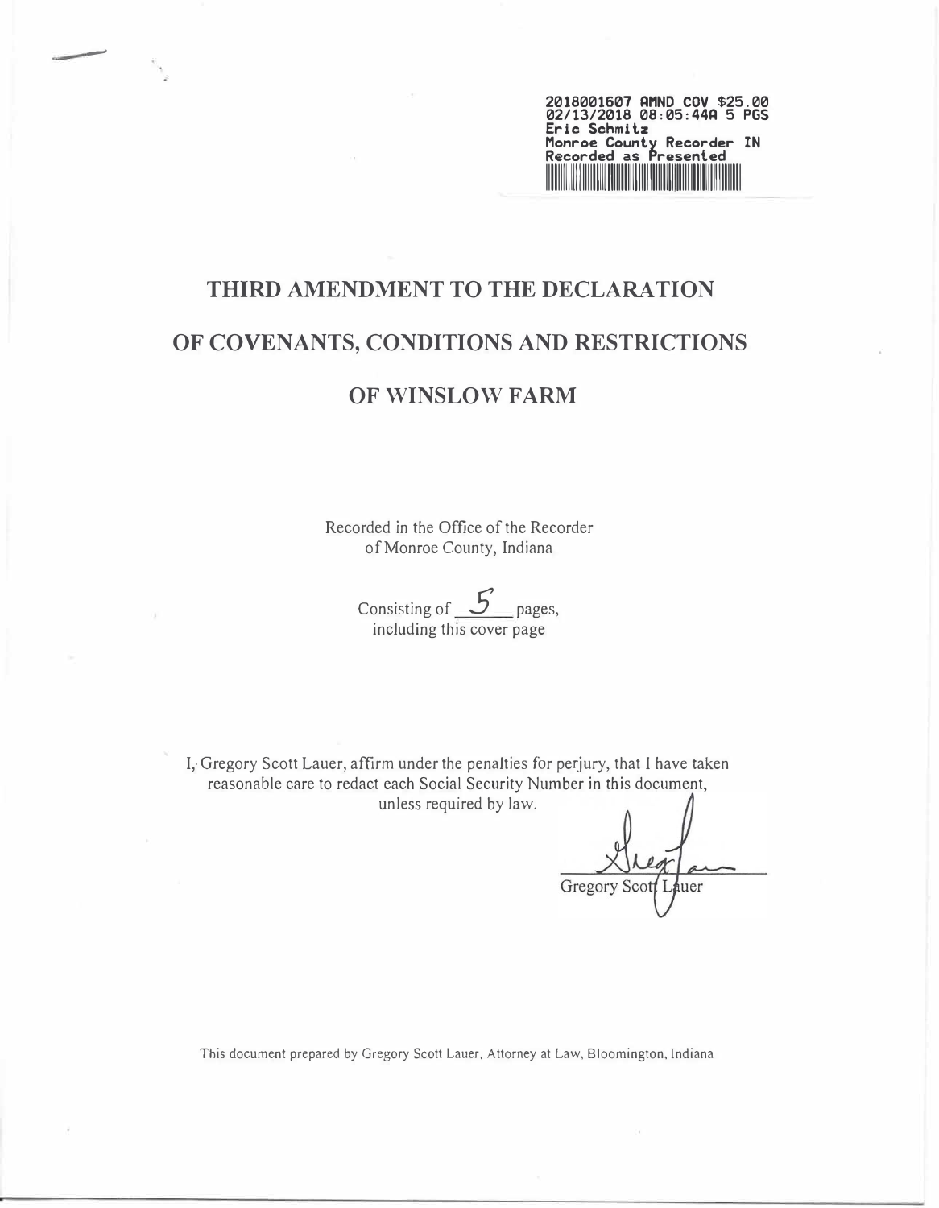2018001607 AMND COV $25.00
02/13/2018 08:05:44A 5 PGS
Eric Schmitz
Monroe County Recorder IN
Recorded as Presented

# THIRD AMENDMENT TO THE DECLARATION OF COVENANTS, CONDITIONS AND RESTRICTIONS OF WINSLOW FARM

Recorded in the Office of the Recorder
of Monroe County, Indiana

Consisting of 5 pages,
including this cover page

I, Gregory Scott Lauer, affirm under the penalties for perjury, that I have taken reasonable care to redact each Social Security Number in this document, unless required by law.

Gregory Scott Lauer

This document prepared by Gregory Scott Lauer, Attorney at Law, Bloomington, Indiana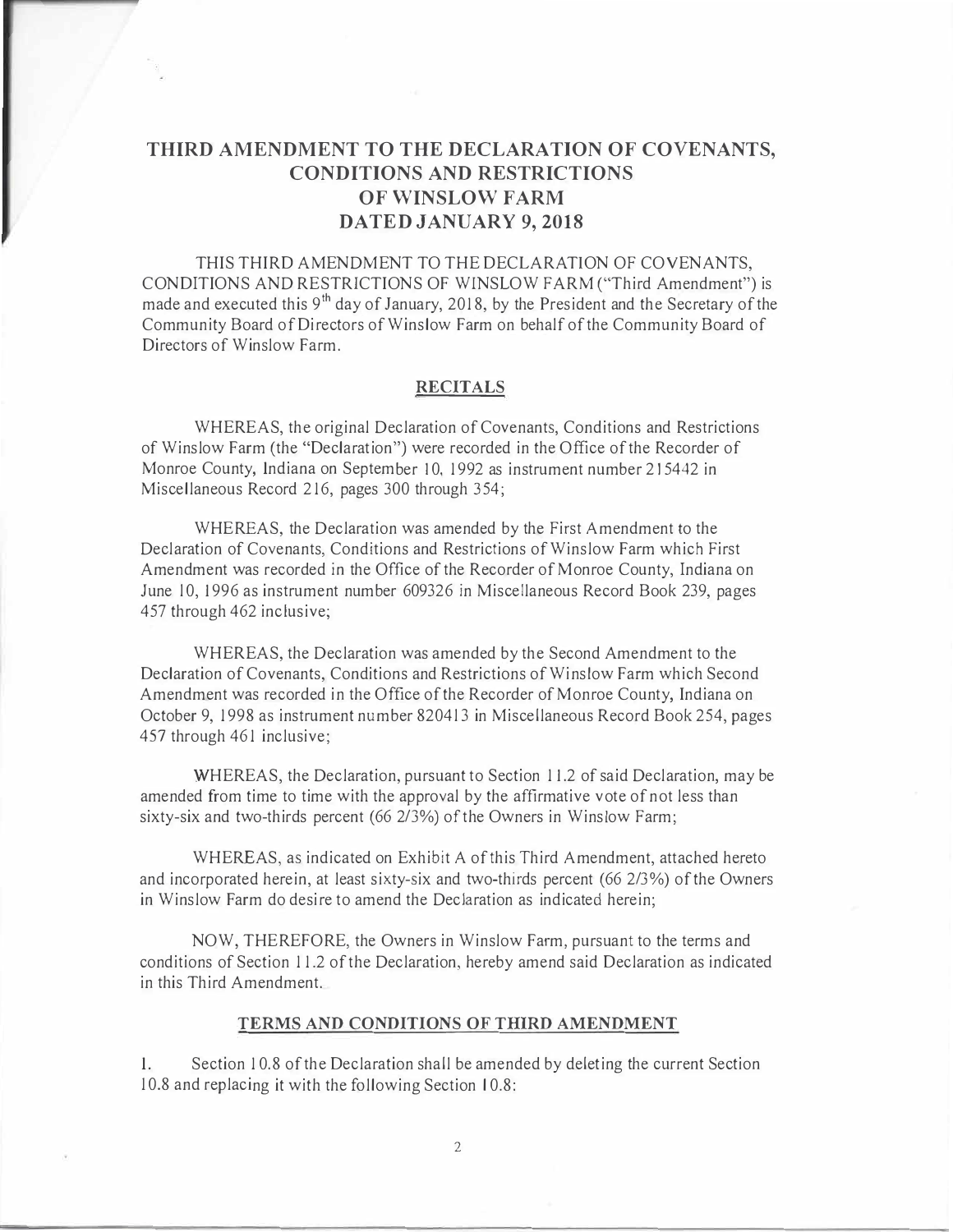# THIRD AMENDMENT TO THE DECLARATION OF COVENANTS, CONDITIONS AND RESTRICTIONS OF WINSLOW FARM DATED JANUARY 9, 2018

THIS THIRD AMENDMENT TO THE DECLARATION OF COVENANTS, CONDITIONS AND RESTRICTIONS OF WINSLOW FARM ("Third Amendment") is made and executed this 9th day of January, 2018, by the President and the Secretary of the Community Board of Directors of Winslow Farm on behalf of the Community Board of Directors of Winslow Farm.

## RECITALS

WHEREAS, the original Declaration of Covenants, Conditions and Restrictions of Winslow Farm (the "Declaration") were recorded in the Office of the Recorder of Monroe County, Indiana on September 10, 1992 as instrument number 215442 in Miscellaneous Record 216, pages 300 through 354;

WHEREAS, the Declaration was amended by the First Amendment to the Declaration of Covenants, Conditions and Restrictions of Winslow Farm which First Amendment was recorded in the Office of the Recorder of Monroe County, Indiana on June 10, 1996 as instrument number 609326 in Miscellaneous Record Book 239, pages 457 through 462 inclusive;

WHEREAS, the Declaration was amended by the Second Amendment to the Declaration of Covenants, Conditions and Restrictions of Winslow Farm which Second Amendment was recorded in the Office of the Recorder of Monroe County, Indiana on October 9, 1998 as instrument number 820413 in Miscellaneous Record Book 254, pages 457 through 461 inclusive;

WHEREAS, the Declaration, pursuant to Section 11.2 of said Declaration, may be amended from time to time with the approval by the affirmative vote of not less than sixty-six and two-thirds percent (66 2/3%) of the Owners in Winslow Farm;

WHEREAS, as indicated on Exhibit A of this Third Amendment, attached hereto and incorporated herein, at least sixty-six and two-thirds percent (66 2/3%) of the Owners in Winslow Farm do desire to amend the Declaration as indicated herein;

NOW, THEREFORE, the Owners in Winslow Farm, pursuant to the terms and conditions of Section 11.2 of the Declaration, hereby amend said Declaration as indicated in this Third Amendment.

## TERMS AND CONDITIONS OF THIRD AMENDMENT

1. Section 10.8 of the Declaration shall be amended by deleting the current Section 10.8 and replacing it with the following Section 10.8: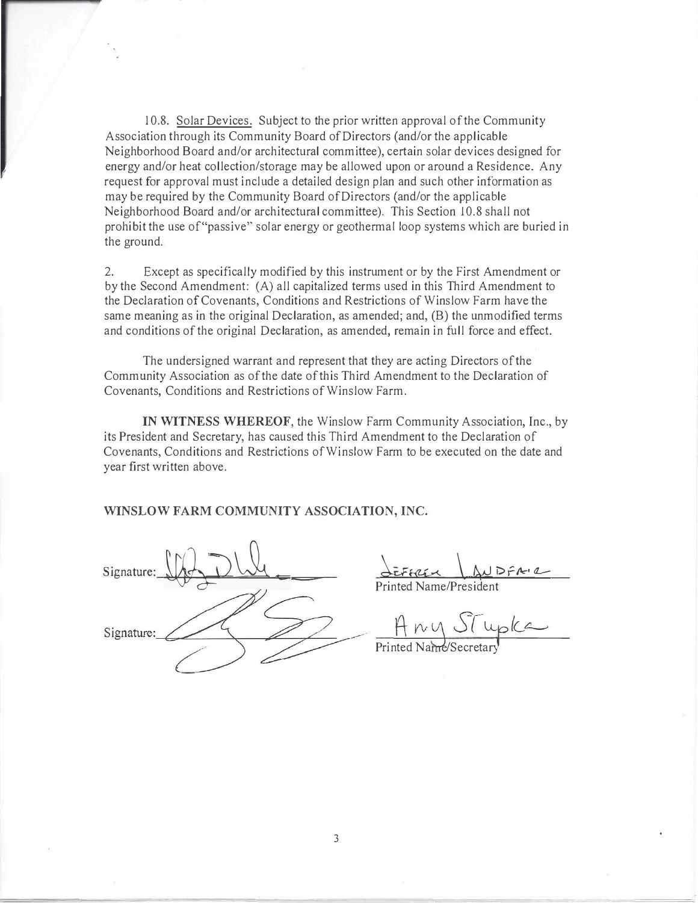10.8. Solar Devices. Subject to the prior written approval of the Community Association through its Community Board of Directors (and/or the applicable Neighborhood Board and/or architectural committee), certain solar devices designed for energy and/or heat collection/storage may be allowed upon or around a Residence. Any request for approval must include a detailed design plan and such other information as may be required by the Community Board of Directors (and/or the applicable Neighborhood Board and/or architectural committee). This Section 10.8 shall not prohibit the use of "passive" solar energy or geothermal loop systems which are buried in the ground.

2. Except as specifically modified by this instrument or by the First Amendment or by the Second Amendment: (A) all capitalized terms used in this Third Amendment to the Declaration of Covenants, Conditions and Restrictions of Winslow Farm have the same meaning as in the original Declaration, as amended; and, (B) the unmodified terms and conditions of the original Declaration, as amended, remain in full force and effect.

The undersigned warrant and represent that they are acting Directors of the Community Association as of the date of this Third Amendment to the Declaration of Covenants, Conditions and Restrictions of Winslow Farm.

**IN WITNESS WHEREOF**, the Winslow Farm Community Association, Inc., by its President and Secretary, has caused this Third Amendment to the Declaration of Covenants, Conditions and Restrictions of Winslow Farm to be executed on the date and year first written above.

**WINSLOW FARM COMMUNITY ASSOCIATION, INC.**

Signature: ______________________ &nbsp;&nbsp;&nbsp; Jeffrey Landfair
Printed Name/President

Signature: ______________________ &nbsp;&nbsp;&nbsp; Amy Stupka
Printed Name/Secretary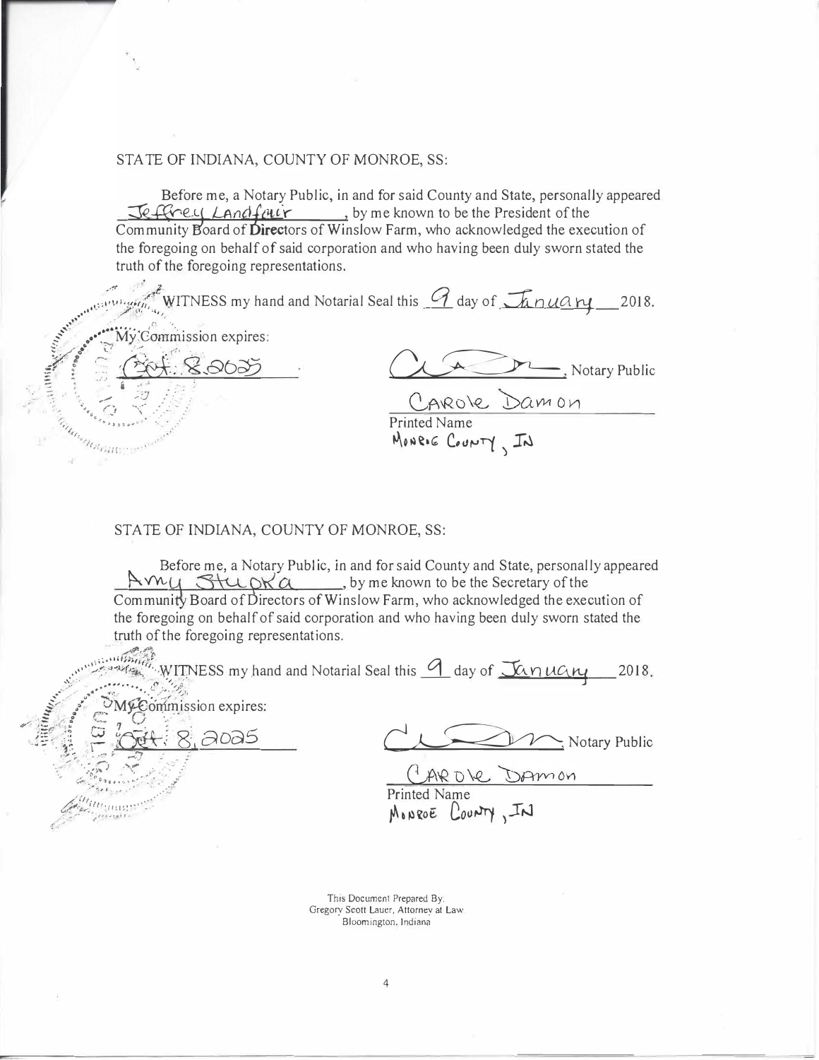STATE OF INDIANA, COUNTY OF MONROE, SS:

Before me, a Notary Public, in and for said County and State, personally appeared Jeffrey Landfair, by me known to be the President of the Community Board of Directors of Winslow Farm, who acknowledged the execution of the foregoing on behalf of said corporation and who having been duly sworn stated the truth of the foregoing representations.

WITNESS my hand and Notarial Seal this 9 day of January 2018.

My Commission expires:
Oct. 8 2025

_______________, Notary Public

Carole Damon
Printed Name
Monroe County, IN

STATE OF INDIANA, COUNTY OF MONROE, SS:

Before me, a Notary Public, in and for said County and State, personally appeared Amy Stupka, by me known to be the Secretary of the Community Board of Directors of Winslow Farm, who acknowledged the execution of the foregoing on behalf of said corporation and who having been duly sworn stated the truth of the foregoing representations.

WITNESS my hand and Notarial Seal this 9 day of January 2018.

My Commission expires:
Oct. 8, 2025

_______________, Notary Public

Carole Damon
Printed Name
Monroe County, IN

This Document Prepared By:
Gregory Scott Lauer, Attorney at Law
Bloomington, Indiana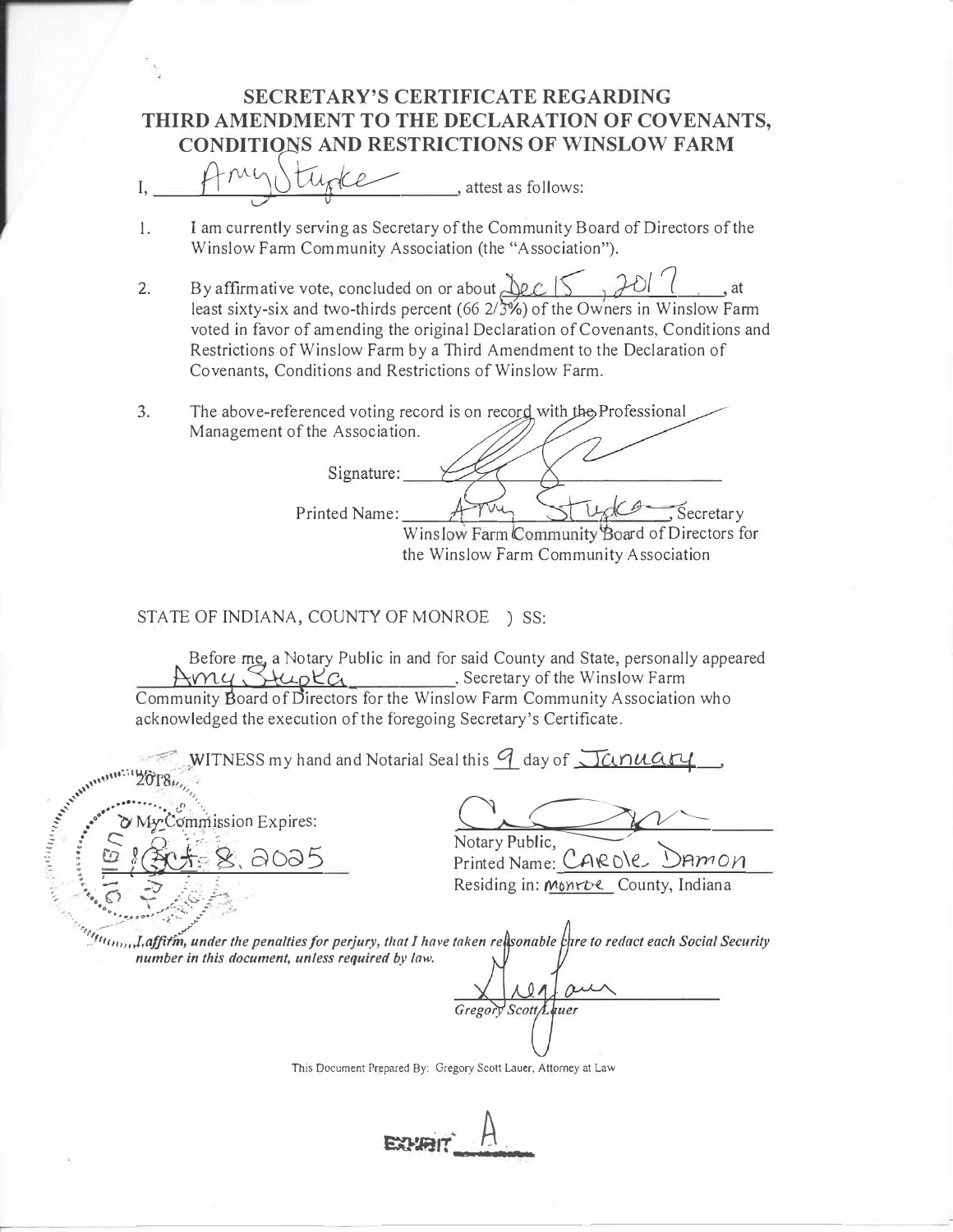# SECRETARY'S CERTIFICATE REGARDING THIRD AMENDMENT TO THE DECLARATION OF COVENANTS, CONDITIONS AND RESTRICTIONS OF WINSLOW FARM

I, Amy Stupke, attest as follows:

1. I am currently serving as Secretary of the Community Board of Directors of the Winslow Farm Community Association (the "Association").

2. By affirmative vote, concluded on or about Dec 15, 2017, at least sixty-six and two-thirds percent (66 2/3%) of the Owners in Winslow Farm voted in favor of amending the original Declaration of Covenants, Conditions and Restrictions of Winslow Farm by a Third Amendment to the Declaration of Covenants, Conditions and Restrictions of Winslow Farm.

3. The above-referenced voting record is on record with the Professional Management of the Association.

Signature: ______________________

Printed Name: Amy Stupke, Secretary
Winslow Farm Community Board of Directors for the Winslow Farm Community Association

STATE OF INDIANA, COUNTY OF MONROE ) SS:

Before me, a Notary Public in and for said County and State, personally appeared Amy Stupka, Secretary of the Winslow Farm Community Board of Directors for the Winslow Farm Community Association who acknowledged the execution of the foregoing Secretary's Certificate.

WITNESS my hand and Notarial Seal this 9 day of January, 2018.

My Commission Expires: Oct. 8, 2025

Notary Public,
Printed Name: Carole Damon
Residing in: Monroe County, Indiana

*I affirm, under the penalties for perjury, that I have taken reasonable care to redact each Social Security number in this document, unless required by law.*

Gregory Scott Lauer

This Document Prepared By: Gregory Scott Lauer, Attorney at Law

EXHIBIT A